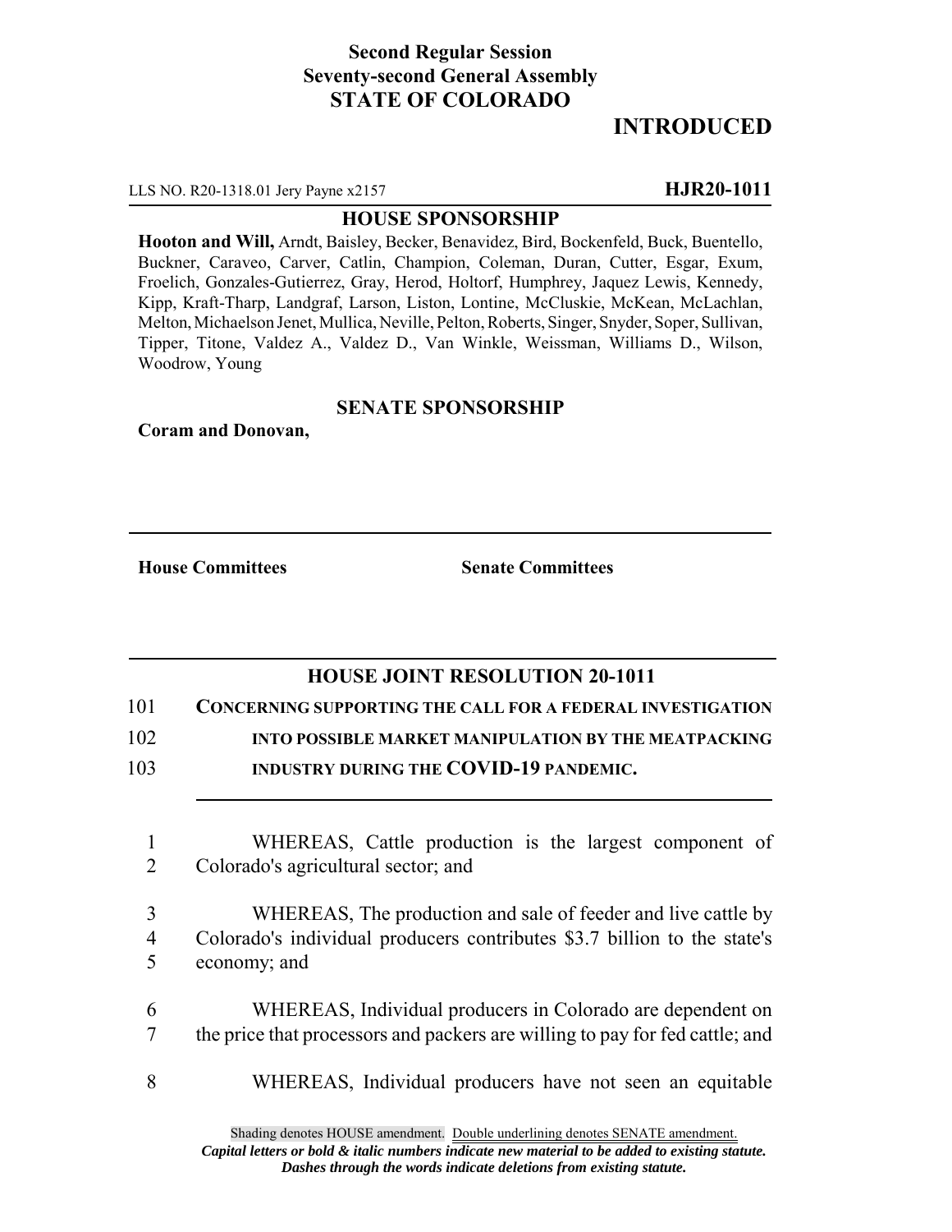**Second Regular Session**
**Seventy-second General Assembly**
**STATE OF COLORADO**

# INTRODUCED

LLS NO. R20-1318.01 Jery Payne x2157 **HJR20-1011**

## HOUSE SPONSORSHIP

**Hooton and Will,** Arndt, Baisley, Becker, Benavidez, Bird, Bockenfeld, Buck, Buentello, Buckner, Caraveo, Carver, Catlin, Champion, Coleman, Duran, Cutter, Esgar, Exum, Froelich, Gonzales-Gutierrez, Gray, Herod, Holtorf, Humphrey, Jaquez Lewis, Kennedy, Kipp, Kraft-Tharp, Landgraf, Larson, Liston, Lontine, McCluskie, McKean, McLachlan, Melton, Michaelson Jenet, Mullica, Neville, Pelton, Roberts, Singer, Snyder, Soper, Sullivan, Tipper, Titone, Valdez A., Valdez D., Van Winkle, Weissman, Williams D., Wilson, Woodrow, Young

## SENATE SPONSORSHIP

**Coram and Donovan,**

**House Committees** **Senate Committees**

## HOUSE JOINT RESOLUTION 20-1011

101 **CONCERNING SUPPORTING THE CALL FOR A FEDERAL INVESTIGATION**
102 **INTO POSSIBLE MARKET MANIPULATION BY THE MEATPACKING**
103 **INDUSTRY DURING THE COVID-19 PANDEMIC.**

1 WHEREAS, Cattle production is the largest component of
2 Colorado's agricultural sector; and

3 WHEREAS, The production and sale of feeder and live cattle by
4 Colorado's individual producers contributes \$3.7 billion to the state's
5 economy; and

6 WHEREAS, Individual producers in Colorado are dependent on
7 the price that processors and packers are willing to pay for fed cattle; and

8 WHEREAS, Individual producers have not seen an equitable

Shading denotes HOUSE amendment. Double underlining denotes SENATE amendment.
***Capital letters or bold & italic numbers indicate new material to be added to existing statute.***
***Dashes through the words indicate deletions from existing statute.***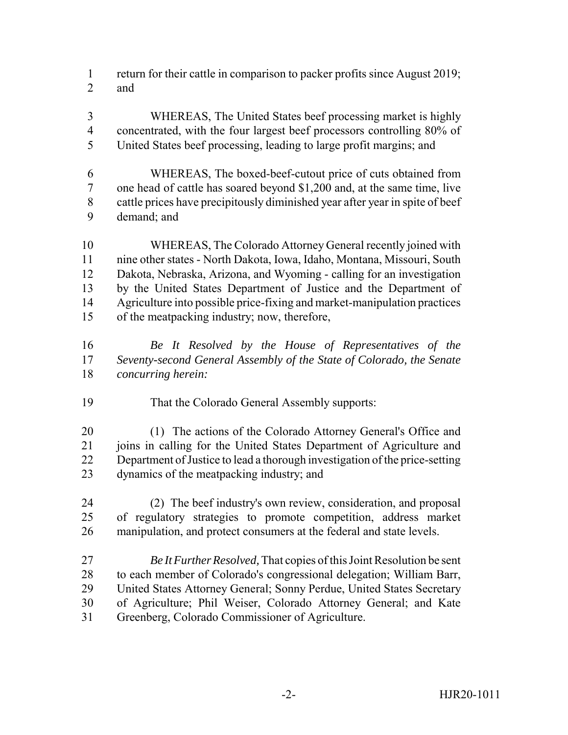return for their cattle in comparison to packer profits since August 2019; and

WHEREAS, The United States beef processing market is highly concentrated, with the four largest beef processors controlling 80% of United States beef processing, leading to large profit margins; and

WHEREAS, The boxed-beef-cutout price of cuts obtained from one head of cattle has soared beyond $1,200 and, at the same time, live cattle prices have precipitously diminished year after year in spite of beef demand; and

WHEREAS, The Colorado Attorney General recently joined with nine other states - North Dakota, Iowa, Idaho, Montana, Missouri, South Dakota, Nebraska, Arizona, and Wyoming - calling for an investigation by the United States Department of Justice and the Department of Agriculture into possible price-fixing and market-manipulation practices of the meatpacking industry; now, therefore,

*Be It Resolved by the House of Representatives of the Seventy-second General Assembly of the State of Colorado, the Senate concurring herein:*

That the Colorado General Assembly supports:

(1) The actions of the Colorado Attorney General's Office and joins in calling for the United States Department of Agriculture and Department of Justice to lead a thorough investigation of the price-setting dynamics of the meatpacking industry; and

(2) The beef industry's own review, consideration, and proposal of regulatory strategies to promote competition, address market manipulation, and protect consumers at the federal and state levels.

*Be It Further Resolved,* That copies of this Joint Resolution be sent to each member of Colorado's congressional delegation; William Barr, United States Attorney General; Sonny Perdue, United States Secretary of Agriculture; Phil Weiser, Colorado Attorney General; and Kate Greenberg, Colorado Commissioner of Agriculture.